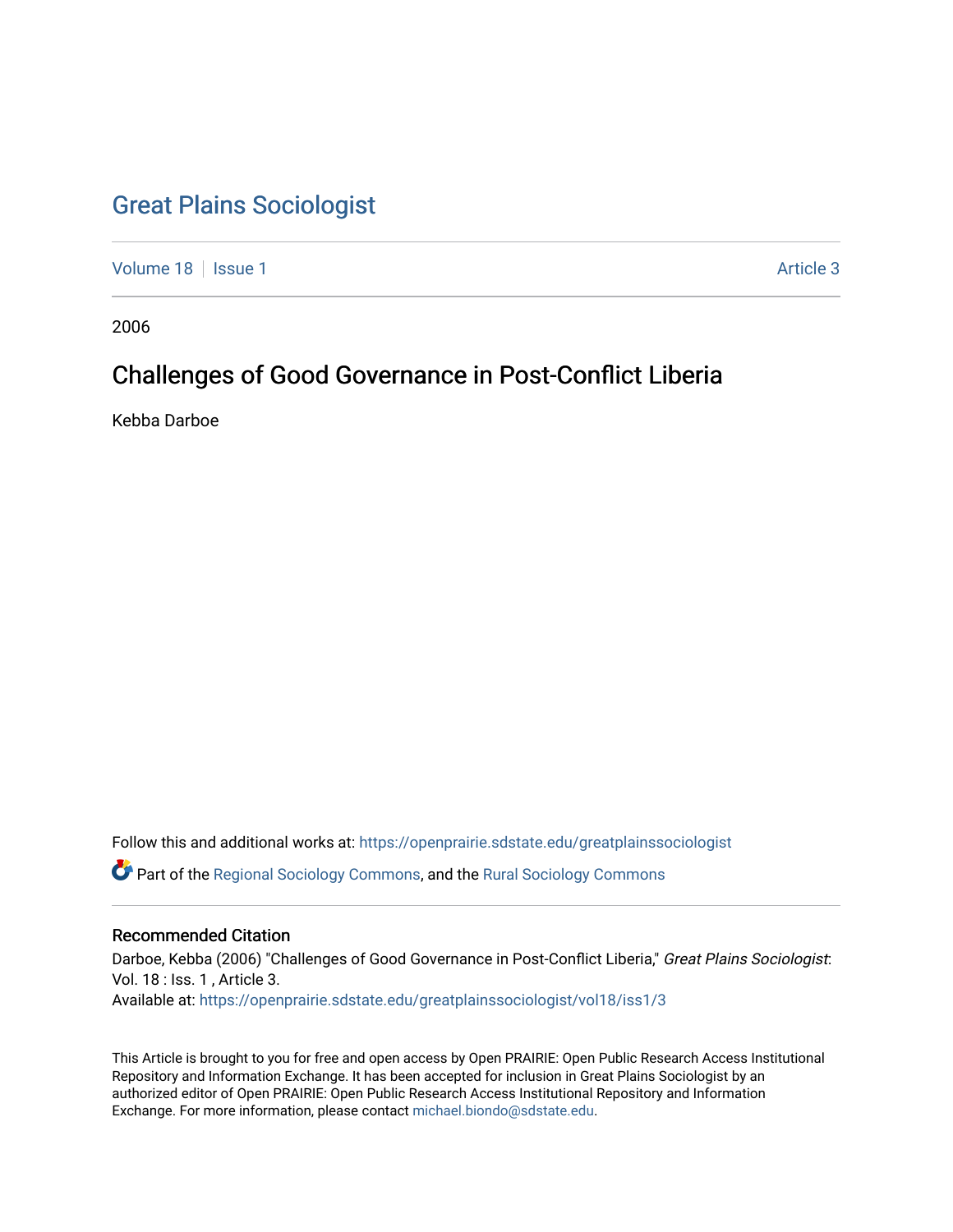# Great Plains Sociologist

Volume 18 | Issue 1 | Article 3

2006

## Challenges of Good Governance in Post-Conflict Liberia

Kebba Darboe

Follow this and additional works at: https://openprairie.sdstate.edu/greatplainssociologist

Part of the Regional Sociology Commons, and the Rural Sociology Commons

### Recommended Citation

Darboe, Kebba (2006) "Challenges of Good Governance in Post-Conflict Liberia," *Great Plains Sociologist*: Vol. 18 : Iss. 1 , Article 3.
Available at: https://openprairie.sdstate.edu/greatplainssociologist/vol18/iss1/3

This Article is brought to you for free and open access by Open PRAIRIE: Open Public Research Access Institutional Repository and Information Exchange. It has been accepted for inclusion in Great Plains Sociologist by an authorized editor of Open PRAIRIE: Open Public Research Access Institutional Repository and Information Exchange. For more information, please contact michael.biondo@sdstate.edu.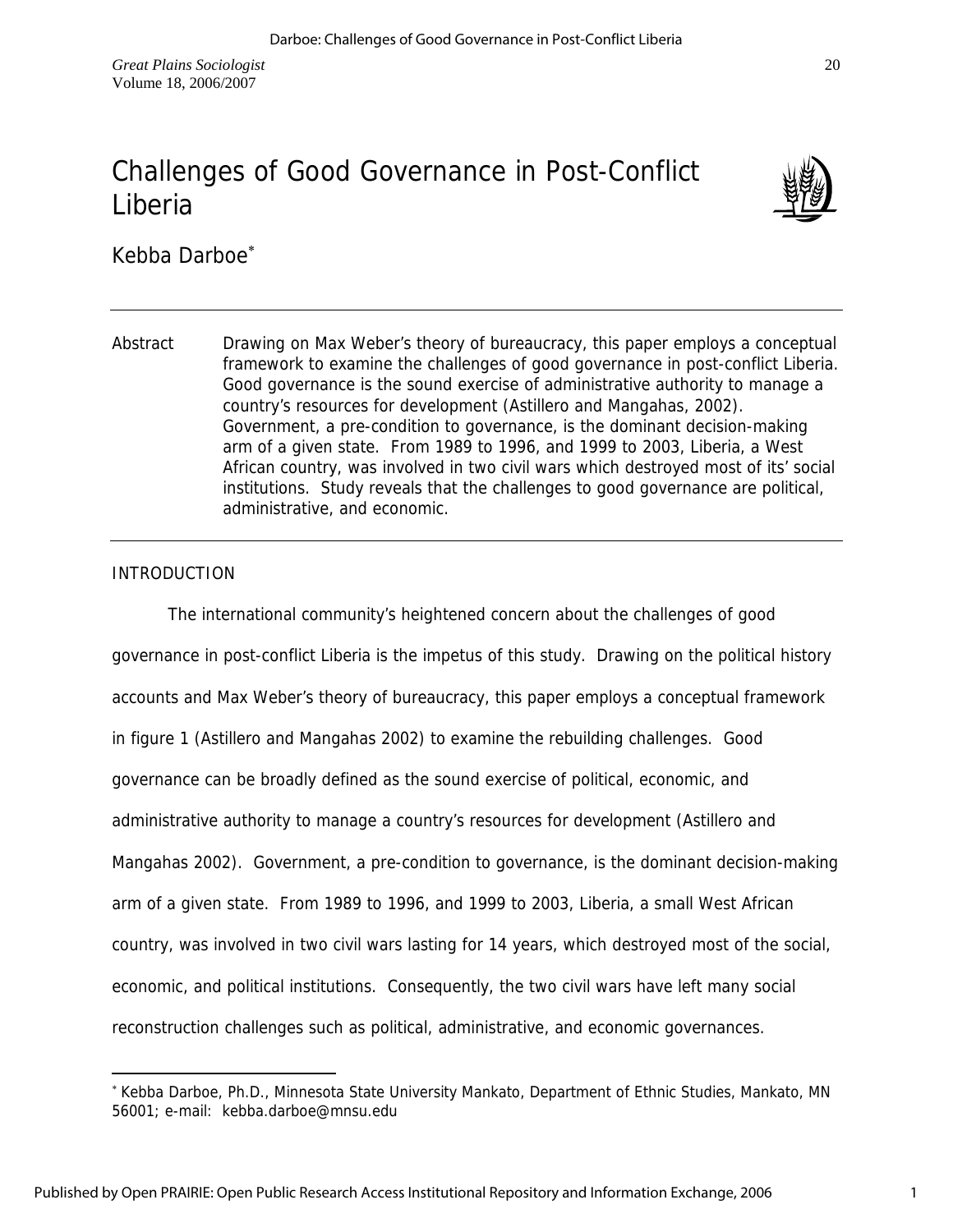# Challenges of Good Governance in Post-Conflict Liberia

Kebba Darboe*

---

Abstract Drawing on Max Weber's theory of bureaucracy, this paper employs a conceptual framework to examine the challenges of good governance in post-conflict Liberia. Good governance is the sound exercise of administrative authority to manage a country's resources for development (Astillero and Mangahas, 2002). Government, a pre-condition to governance, is the dominant decision-making arm of a given state. From 1989 to 1996, and 1999 to 2003, Liberia, a West African country, was involved in two civil wars which destroyed most of its' social institutions. Study reveals that the challenges to good governance are political, administrative, and economic.

---

## INTRODUCTION

The international community's heightened concern about the challenges of good governance in post-conflict Liberia is the impetus of this study. Drawing on the political history accounts and Max Weber's theory of bureaucracy, this paper employs a conceptual framework in figure 1 (Astillero and Mangahas 2002) to examine the rebuilding challenges. Good governance can be broadly defined as the sound exercise of political, economic, and administrative authority to manage a country's resources for development (Astillero and Mangahas 2002). Government, a pre-condition to governance, is the dominant decision-making arm of a given state. From 1989 to 1996, and 1999 to 2003, Liberia, a small West African country, was involved in two civil wars lasting for 14 years, which destroyed most of the social, economic, and political institutions. Consequently, the two civil wars have left many social reconstruction challenges such as political, administrative, and economic governances.

---

* Kebba Darboe, Ph.D., Minnesota State University Mankato, Department of Ethnic Studies, Mankato, MN 56001; e-mail: kebba.darboe@mnsu.edu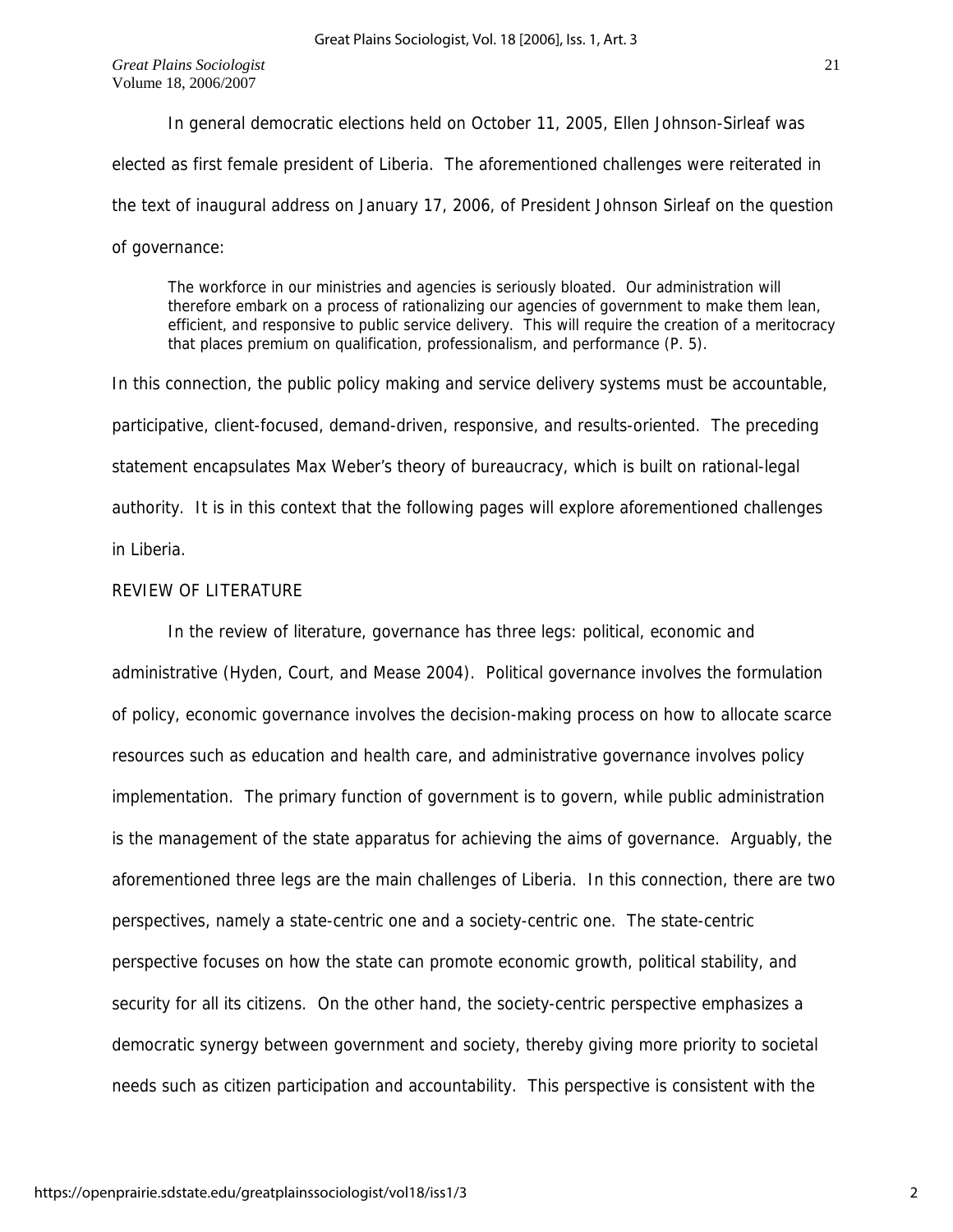In general democratic elections held on October 11, 2005, Ellen Johnson-Sirleaf was elected as first female president of Liberia. The aforementioned challenges were reiterated in the text of inaugural address on January 17, 2006, of President Johnson Sirleaf on the question of governance:

> The workforce in our ministries and agencies is seriously bloated. Our administration will therefore embark on a process of rationalizing our agencies of government to make them lean, efficient, and responsive to public service delivery. This will require the creation of a meritocracy that places premium on qualification, professionalism, and performance (P. 5).

In this connection, the public policy making and service delivery systems must be accountable, participative, client-focused, demand-driven, responsive, and results-oriented. The preceding statement encapsulates Max Weber's theory of bureaucracy, which is built on rational-legal authority. It is in this context that the following pages will explore aforementioned challenges in Liberia.

## REVIEW OF LITERATURE

In the review of literature, governance has three legs: political, economic and administrative (Hyden, Court, and Mease 2004). Political governance involves the formulation of policy, economic governance involves the decision-making process on how to allocate scarce resources such as education and health care, and administrative governance involves policy implementation. The primary function of government is to govern, while public administration is the management of the state apparatus for achieving the aims of governance. Arguably, the aforementioned three legs are the main challenges of Liberia. In this connection, there are two perspectives, namely a state-centric one and a society-centric one. The state-centric perspective focuses on how the state can promote economic growth, political stability, and security for all its citizens. On the other hand, the society-centric perspective emphasizes a democratic synergy between government and society, thereby giving more priority to societal needs such as citizen participation and accountability. This perspective is consistent with the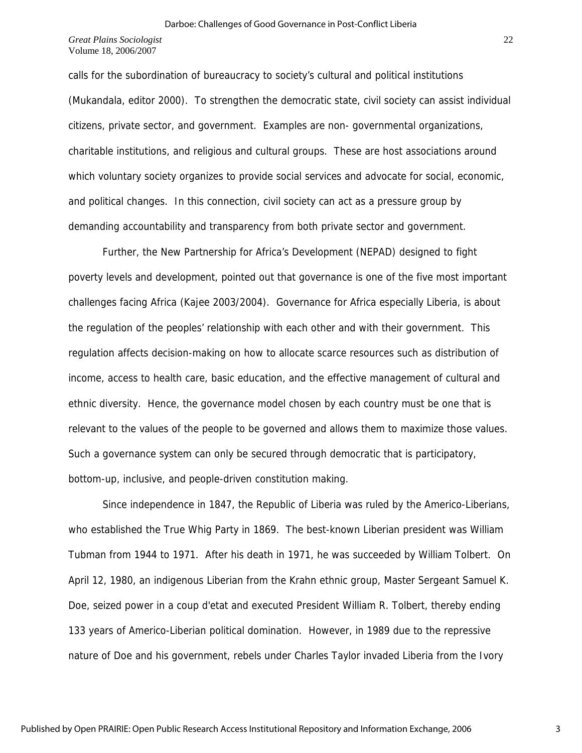calls for the subordination of bureaucracy to society's cultural and political institutions (Mukandala, editor 2000). To strengthen the democratic state, civil society can assist individual citizens, private sector, and government. Examples are non- governmental organizations, charitable institutions, and religious and cultural groups. These are host associations around which voluntary society organizes to provide social services and advocate for social, economic, and political changes. In this connection, civil society can act as a pressure group by demanding accountability and transparency from both private sector and government.

Further, the New Partnership for Africa's Development (NEPAD) designed to fight poverty levels and development, pointed out that governance is one of the five most important challenges facing Africa (Kajee 2003/2004). Governance for Africa especially Liberia, is about the regulation of the peoples' relationship with each other and with their government. This regulation affects decision-making on how to allocate scarce resources such as distribution of income, access to health care, basic education, and the effective management of cultural and ethnic diversity. Hence, the governance model chosen by each country must be one that is relevant to the values of the people to be governed and allows them to maximize those values. Such a governance system can only be secured through democratic that is participatory, bottom-up, inclusive, and people-driven constitution making.

Since independence in 1847, the Republic of Liberia was ruled by the Americo-Liberians, who established the True Whig Party in 1869. The best-known Liberian president was William Tubman from 1944 to 1971. After his death in 1971, he was succeeded by William Tolbert. On April 12, 1980, an indigenous Liberian from the Krahn ethnic group, Master Sergeant Samuel K. Doe, seized power in a coup d'etat and executed President William R. Tolbert, thereby ending 133 years of Americo-Liberian political domination. However, in 1989 due to the repressive nature of Doe and his government, rebels under Charles Taylor invaded Liberia from the Ivory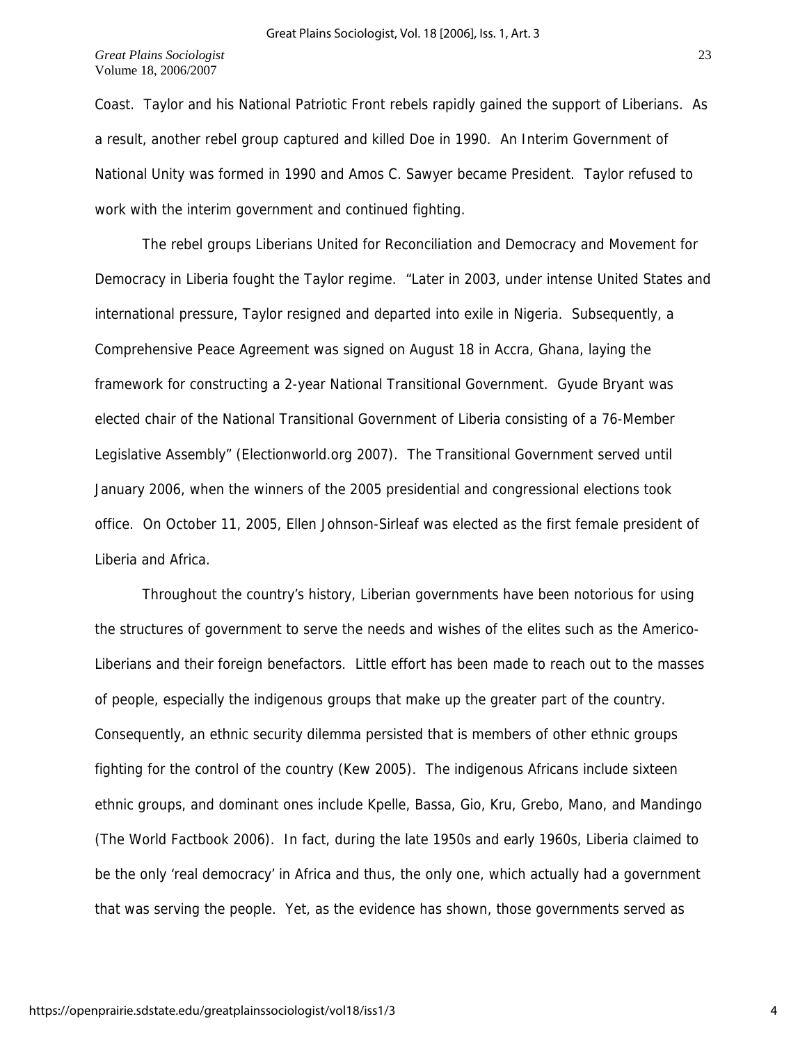Coast. Taylor and his National Patriotic Front rebels rapidly gained the support of Liberians. As a result, another rebel group captured and killed Doe in 1990. An Interim Government of National Unity was formed in 1990 and Amos C. Sawyer became President. Taylor refused to work with the interim government and continued fighting.

The rebel groups Liberians United for Reconciliation and Democracy and Movement for Democracy in Liberia fought the Taylor regime. "Later in 2003, under intense United States and international pressure, Taylor resigned and departed into exile in Nigeria. Subsequently, a Comprehensive Peace Agreement was signed on August 18 in Accra, Ghana, laying the framework for constructing a 2-year National Transitional Government. Gyude Bryant was elected chair of the National Transitional Government of Liberia consisting of a 76-Member Legislative Assembly" (Electionworld.org 2007). The Transitional Government served until January 2006, when the winners of the 2005 presidential and congressional elections took office. On October 11, 2005, Ellen Johnson-Sirleaf was elected as the first female president of Liberia and Africa.

Throughout the country's history, Liberian governments have been notorious for using the structures of government to serve the needs and wishes of the elites such as the Americo-Liberians and their foreign benefactors. Little effort has been made to reach out to the masses of people, especially the indigenous groups that make up the greater part of the country. Consequently, an ethnic security dilemma persisted that is members of other ethnic groups fighting for the control of the country (Kew 2005). The indigenous Africans include sixteen ethnic groups, and dominant ones include Kpelle, Bassa, Gio, Kru, Grebo, Mano, and Mandingo (The World Factbook 2006). In fact, during the late 1950s and early 1960s, Liberia claimed to be the only 'real democracy' in Africa and thus, the only one, which actually had a government that was serving the people. Yet, as the evidence has shown, those governments served as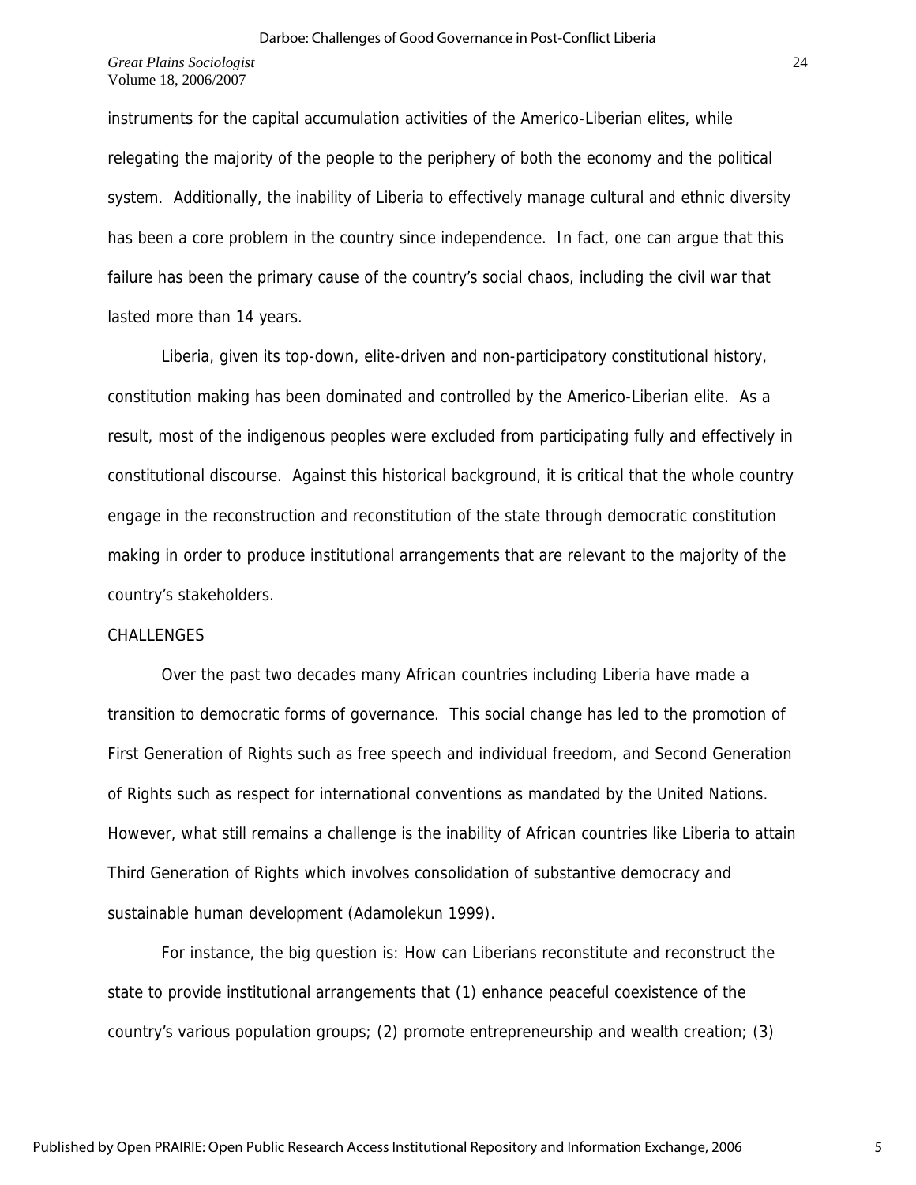instruments for the capital accumulation activities of the Americo-Liberian elites, while relegating the majority of the people to the periphery of both the economy and the political system. Additionally, the inability of Liberia to effectively manage cultural and ethnic diversity has been a core problem in the country since independence. In fact, one can argue that this failure has been the primary cause of the country's social chaos, including the civil war that lasted more than 14 years.

Liberia, given its top-down, elite-driven and non-participatory constitutional history, constitution making has been dominated and controlled by the Americo-Liberian elite. As a result, most of the indigenous peoples were excluded from participating fully and effectively in constitutional discourse. Against this historical background, it is critical that the whole country engage in the reconstruction and reconstitution of the state through democratic constitution making in order to produce institutional arrangements that are relevant to the majority of the country's stakeholders.

## CHALLENGES

Over the past two decades many African countries including Liberia have made a transition to democratic forms of governance. This social change has led to the promotion of First Generation of Rights such as free speech and individual freedom, and Second Generation of Rights such as respect for international conventions as mandated by the United Nations. However, what still remains a challenge is the inability of African countries like Liberia to attain Third Generation of Rights which involves consolidation of substantive democracy and sustainable human development (Adamolekun 1999).

For instance, the big question is: How can Liberians reconstitute and reconstruct the state to provide institutional arrangements that (1) enhance peaceful coexistence of the country's various population groups; (2) promote entrepreneurship and wealth creation; (3)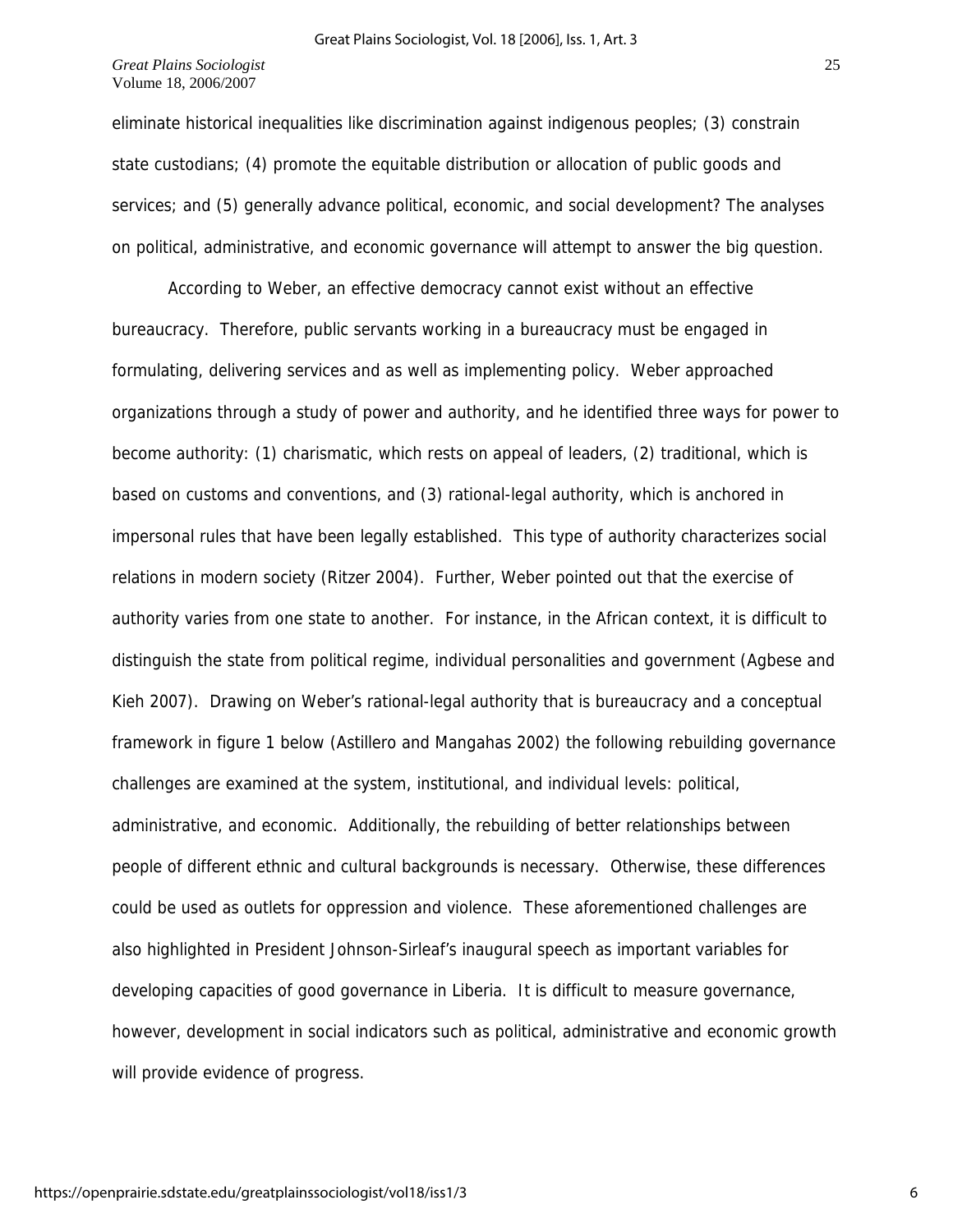eliminate historical inequalities like discrimination against indigenous peoples; (3) constrain state custodians; (4) promote the equitable distribution or allocation of public goods and services; and (5) generally advance political, economic, and social development? The analyses on political, administrative, and economic governance will attempt to answer the big question.

According to Weber, an effective democracy cannot exist without an effective bureaucracy. Therefore, public servants working in a bureaucracy must be engaged in formulating, delivering services and as well as implementing policy. Weber approached organizations through a study of power and authority, and he identified three ways for power to become authority: (1) charismatic, which rests on appeal of leaders, (2) traditional, which is based on customs and conventions, and (3) rational-legal authority, which is anchored in impersonal rules that have been legally established. This type of authority characterizes social relations in modern society (Ritzer 2004). Further, Weber pointed out that the exercise of authority varies from one state to another. For instance, in the African context, it is difficult to distinguish the state from political regime, individual personalities and government (Agbese and Kieh 2007). Drawing on Weber's rational-legal authority that is bureaucracy and a conceptual framework in figure 1 below (Astillero and Mangahas 2002) the following rebuilding governance challenges are examined at the system, institutional, and individual levels: political, administrative, and economic. Additionally, the rebuilding of better relationships between people of different ethnic and cultural backgrounds is necessary. Otherwise, these differences could be used as outlets for oppression and violence. These aforementioned challenges are also highlighted in President Johnson-Sirleaf's inaugural speech as important variables for developing capacities of good governance in Liberia. It is difficult to measure governance, however, development in social indicators such as political, administrative and economic growth will provide evidence of progress.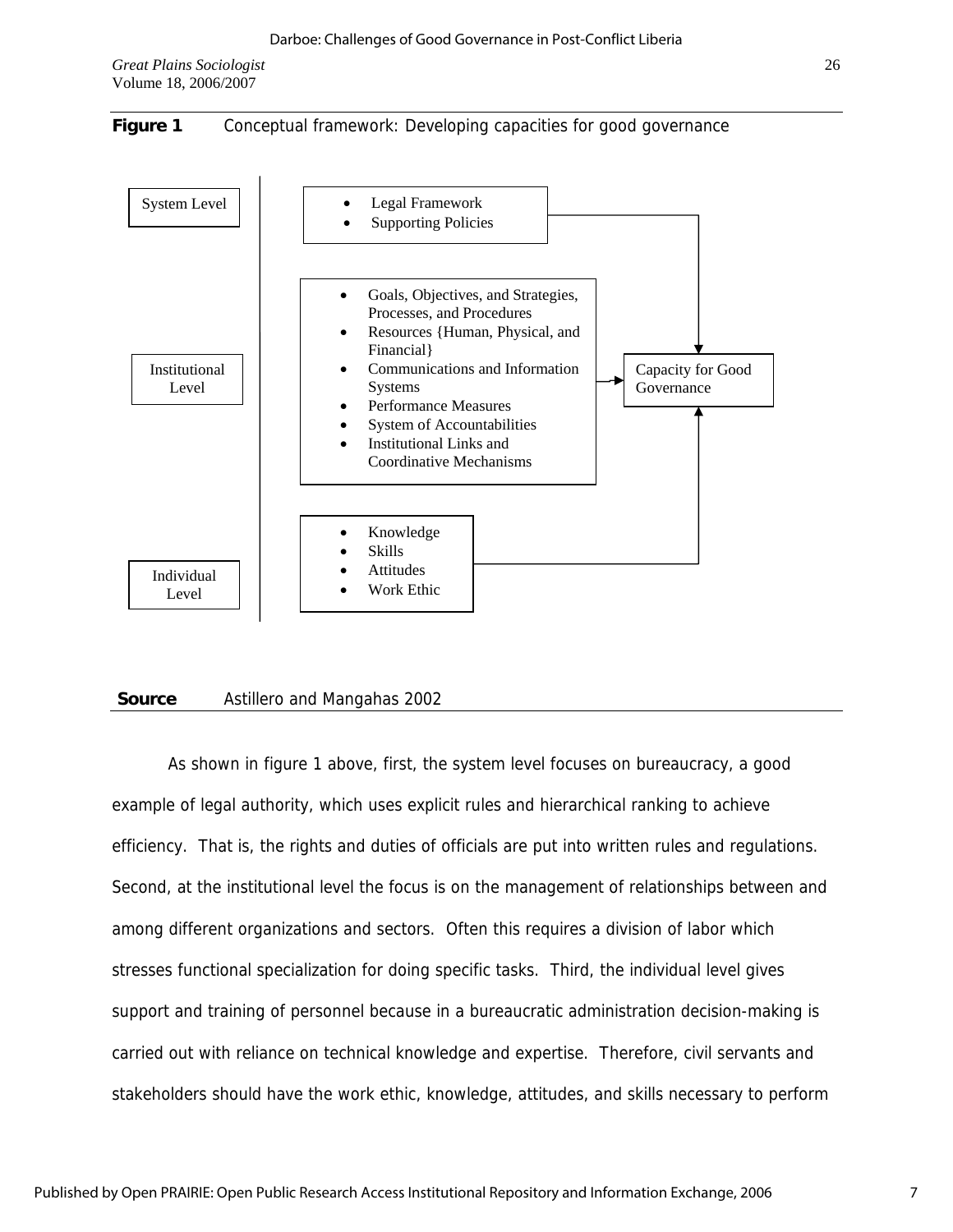**Figure 1** Conceptual framework: Developing capacities for good governance

System Level

- Legal Framework
- Supporting Policies

Institutional Level

- Goals, Objectives, and Strategies, Processes, and Procedures
- Resources {Human, Physical, and Financial}
- Communications and Information Systems
- Performance Measures
- System of Accountabilities
- Institutional Links and Coordinative Mechanisms

Individual Level

- Knowledge
- Skills
- Attitudes
- Work Ethic

Capacity for Good Governance

**Source** Astillero and Mangahas 2002

As shown in figure 1 above, first, the system level focuses on bureaucracy, a good example of legal authority, which uses explicit rules and hierarchical ranking to achieve efficiency. That is, the rights and duties of officials are put into written rules and regulations. Second, at the institutional level the focus is on the management of relationships between and among different organizations and sectors. Often this requires a division of labor which stresses functional specialization for doing specific tasks. Third, the individual level gives support and training of personnel because in a bureaucratic administration decision-making is carried out with reliance on technical knowledge and expertise. Therefore, civil servants and stakeholders should have the work ethic, knowledge, attitudes, and skills necessary to perform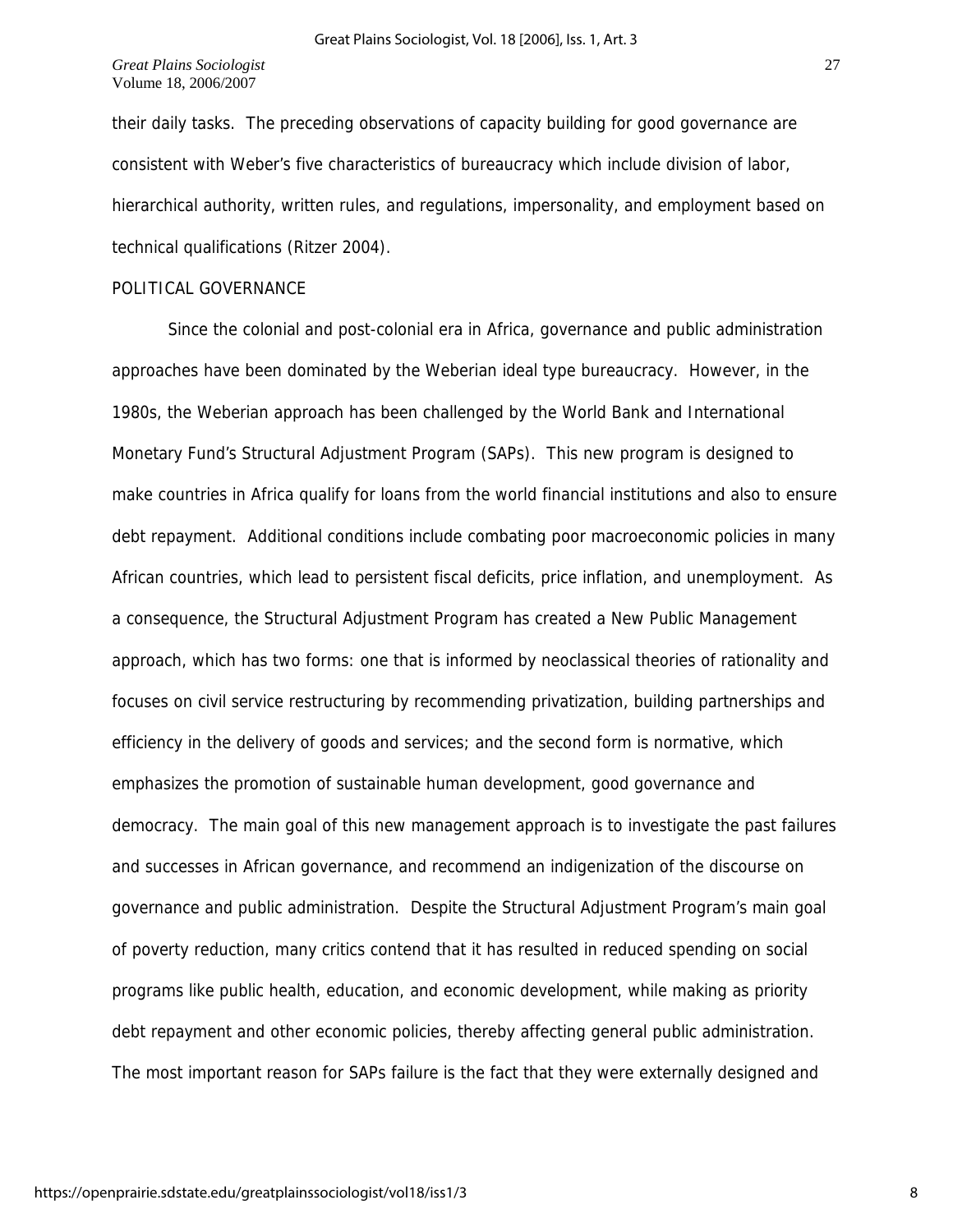their daily tasks. The preceding observations of capacity building for good governance are consistent with Weber's five characteristics of bureaucracy which include division of labor, hierarchical authority, written rules, and regulations, impersonality, and employment based on technical qualifications (Ritzer 2004).

## POLITICAL GOVERNANCE

Since the colonial and post-colonial era in Africa, governance and public administration approaches have been dominated by the Weberian ideal type bureaucracy. However, in the 1980s, the Weberian approach has been challenged by the World Bank and International Monetary Fund's Structural Adjustment Program (SAPs). This new program is designed to make countries in Africa qualify for loans from the world financial institutions and also to ensure debt repayment. Additional conditions include combating poor macroeconomic policies in many African countries, which lead to persistent fiscal deficits, price inflation, and unemployment. As a consequence, the Structural Adjustment Program has created a New Public Management approach, which has two forms: one that is informed by neoclassical theories of rationality and focuses on civil service restructuring by recommending privatization, building partnerships and efficiency in the delivery of goods and services; and the second form is normative, which emphasizes the promotion of sustainable human development, good governance and democracy. The main goal of this new management approach is to investigate the past failures and successes in African governance, and recommend an indigenization of the discourse on governance and public administration. Despite the Structural Adjustment Program's main goal of poverty reduction, many critics contend that it has resulted in reduced spending on social programs like public health, education, and economic development, while making as priority debt repayment and other economic policies, thereby affecting general public administration. The most important reason for SAPs failure is the fact that they were externally designed and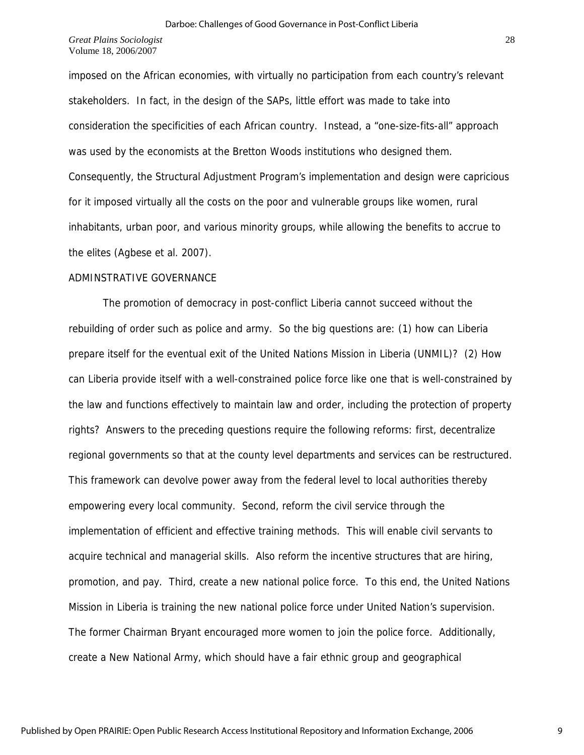imposed on the African economies, with virtually no participation from each country's relevant stakeholders. In fact, in the design of the SAPs, little effort was made to take into consideration the specificities of each African country. Instead, a "one-size-fits-all" approach was used by the economists at the Bretton Woods institutions who designed them. Consequently, the Structural Adjustment Program's implementation and design were capricious for it imposed virtually all the costs on the poor and vulnerable groups like women, rural inhabitants, urban poor, and various minority groups, while allowing the benefits to accrue to the elites (Agbese et al. 2007).

ADMINSTRATIVE GOVERNANCE

The promotion of democracy in post-conflict Liberia cannot succeed without the rebuilding of order such as police and army. So the big questions are: (1) how can Liberia prepare itself for the eventual exit of the United Nations Mission in Liberia (UNMIL)? (2) How can Liberia provide itself with a well-constrained police force like one that is well-constrained by the law and functions effectively to maintain law and order, including the protection of property rights? Answers to the preceding questions require the following reforms: first, decentralize regional governments so that at the county level departments and services can be restructured. This framework can devolve power away from the federal level to local authorities thereby empowering every local community. Second, reform the civil service through the implementation of efficient and effective training methods. This will enable civil servants to acquire technical and managerial skills. Also reform the incentive structures that are hiring, promotion, and pay. Third, create a new national police force. To this end, the United Nations Mission in Liberia is training the new national police force under United Nation's supervision. The former Chairman Bryant encouraged more women to join the police force. Additionally, create a New National Army, which should have a fair ethnic group and geographical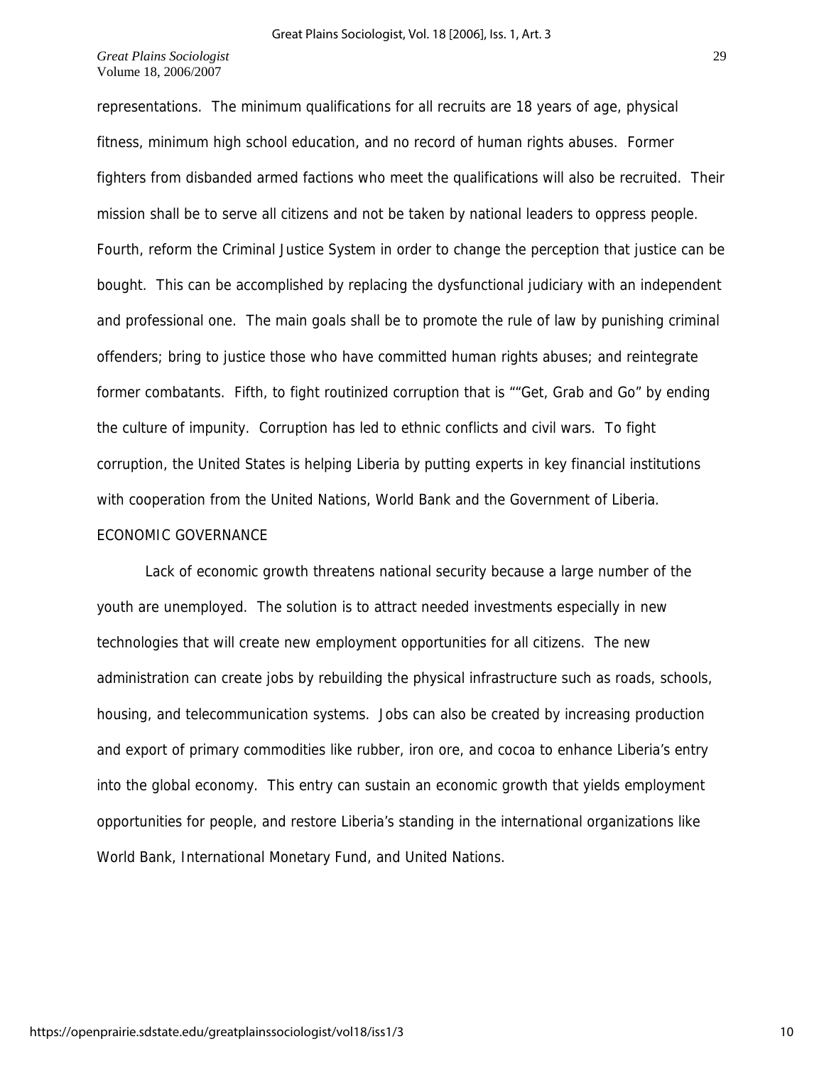representations. The minimum qualifications for all recruits are 18 years of age, physical fitness, minimum high school education, and no record of human rights abuses. Former fighters from disbanded armed factions who meet the qualifications will also be recruited. Their mission shall be to serve all citizens and not be taken by national leaders to oppress people. Fourth, reform the Criminal Justice System in order to change the perception that justice can be bought. This can be accomplished by replacing the dysfunctional judiciary with an independent and professional one. The main goals shall be to promote the rule of law by punishing criminal offenders; bring to justice those who have committed human rights abuses; and reintegrate former combatants. Fifth, to fight routinized corruption that is ""Get, Grab and Go" by ending the culture of impunity. Corruption has led to ethnic conflicts and civil wars. To fight corruption, the United States is helping Liberia by putting experts in key financial institutions with cooperation from the United Nations, World Bank and the Government of Liberia.

ECONOMIC GOVERNANCE

Lack of economic growth threatens national security because a large number of the youth are unemployed. The solution is to attract needed investments especially in new technologies that will create new employment opportunities for all citizens. The new administration can create jobs by rebuilding the physical infrastructure such as roads, schools, housing, and telecommunication systems. Jobs can also be created by increasing production and export of primary commodities like rubber, iron ore, and cocoa to enhance Liberia's entry into the global economy. This entry can sustain an economic growth that yields employment opportunities for people, and restore Liberia's standing in the international organizations like World Bank, International Monetary Fund, and United Nations.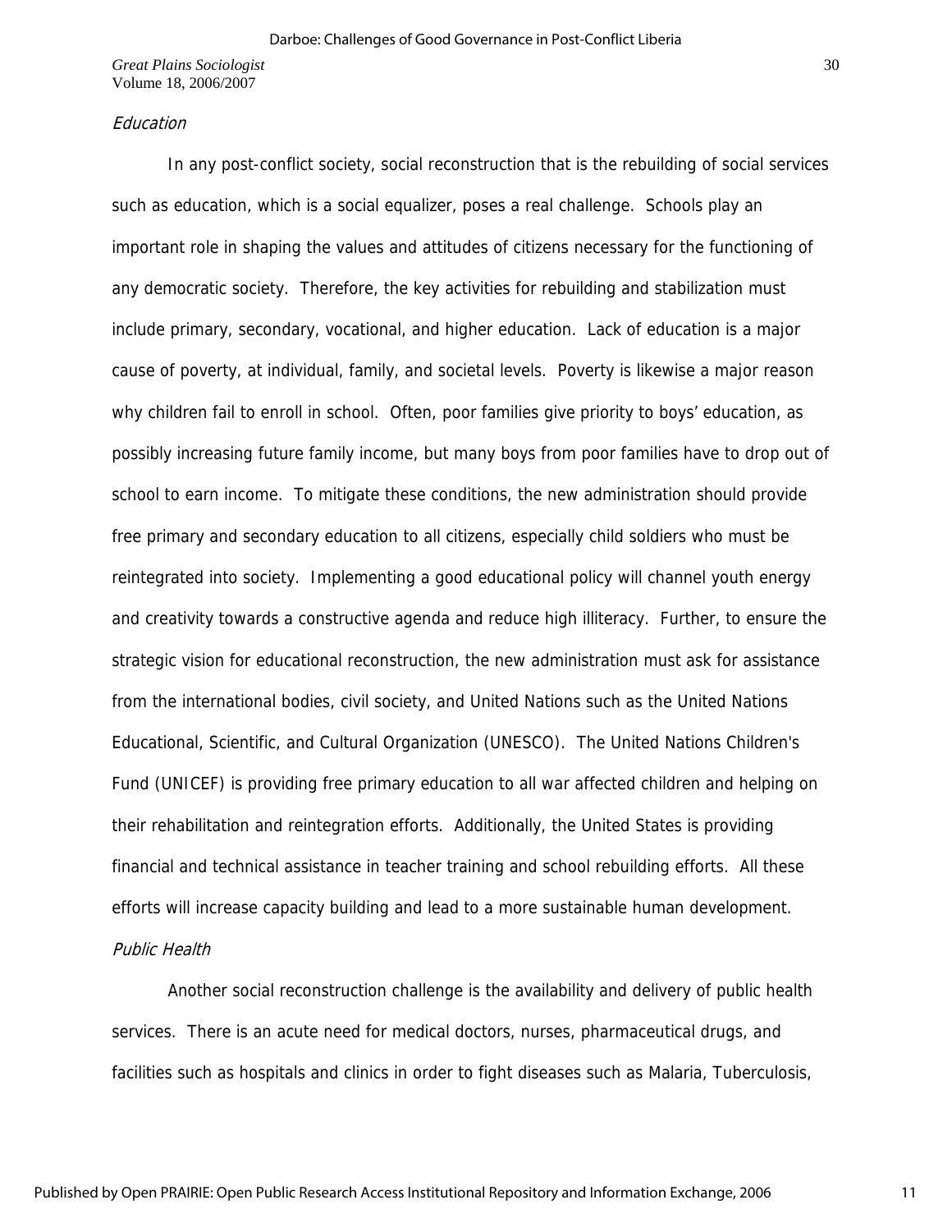### *Education*

In any post-conflict society, social reconstruction that is the rebuilding of social services such as education, which is a social equalizer, poses a real challenge. Schools play an important role in shaping the values and attitudes of citizens necessary for the functioning of any democratic society. Therefore, the key activities for rebuilding and stabilization must include primary, secondary, vocational, and higher education. Lack of education is a major cause of poverty, at individual, family, and societal levels. Poverty is likewise a major reason why children fail to enroll in school. Often, poor families give priority to boys' education, as possibly increasing future family income, but many boys from poor families have to drop out of school to earn income. To mitigate these conditions, the new administration should provide free primary and secondary education to all citizens, especially child soldiers who must be reintegrated into society. Implementing a good educational policy will channel youth energy and creativity towards a constructive agenda and reduce high illiteracy. Further, to ensure the strategic vision for educational reconstruction, the new administration must ask for assistance from the international bodies, civil society, and United Nations such as the United Nations Educational, Scientific, and Cultural Organization (UNESCO). The United Nations Children's Fund (UNICEF) is providing free primary education to all war affected children and helping on their rehabilitation and reintegration efforts. Additionally, the United States is providing financial and technical assistance in teacher training and school rebuilding efforts. All these efforts will increase capacity building and lead to a more sustainable human development.

### *Public Health*

Another social reconstruction challenge is the availability and delivery of public health services. There is an acute need for medical doctors, nurses, pharmaceutical drugs, and facilities such as hospitals and clinics in order to fight diseases such as Malaria, Tuberculosis,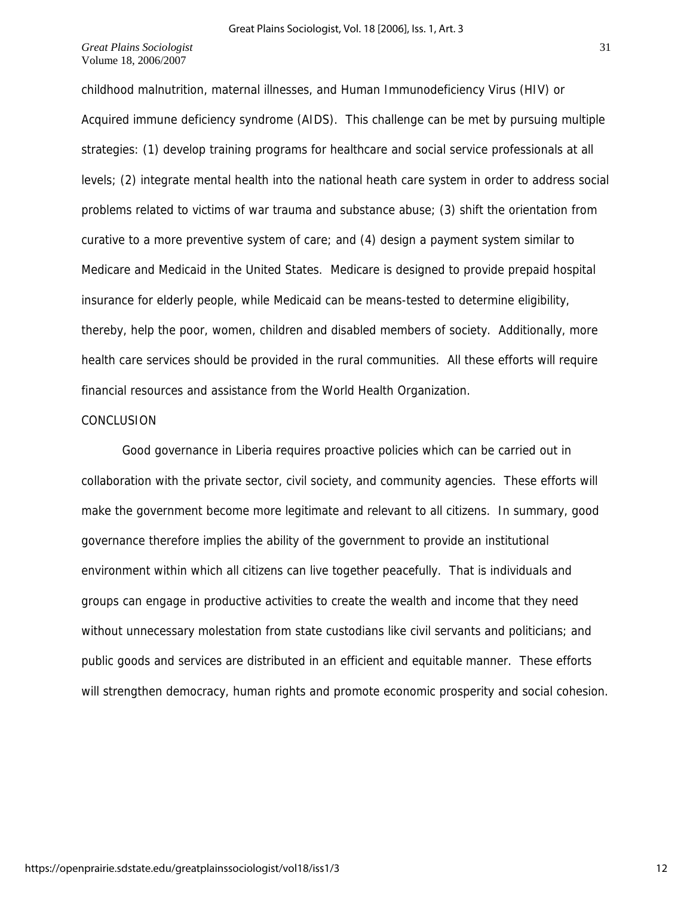childhood malnutrition, maternal illnesses, and Human Immunodeficiency Virus (HIV) or Acquired immune deficiency syndrome (AIDS). This challenge can be met by pursuing multiple strategies: (1) develop training programs for healthcare and social service professionals at all levels; (2) integrate mental health into the national heath care system in order to address social problems related to victims of war trauma and substance abuse; (3) shift the orientation from curative to a more preventive system of care; and (4) design a payment system similar to Medicare and Medicaid in the United States. Medicare is designed to provide prepaid hospital insurance for elderly people, while Medicaid can be means-tested to determine eligibility, thereby, help the poor, women, children and disabled members of society. Additionally, more health care services should be provided in the rural communities. All these efforts will require financial resources and assistance from the World Health Organization.

## CONCLUSION

Good governance in Liberia requires proactive policies which can be carried out in collaboration with the private sector, civil society, and community agencies. These efforts will make the government become more legitimate and relevant to all citizens. In summary, good governance therefore implies the ability of the government to provide an institutional environment within which all citizens can live together peacefully. That is individuals and groups can engage in productive activities to create the wealth and income that they need without unnecessary molestation from state custodians like civil servants and politicians; and public goods and services are distributed in an efficient and equitable manner. These efforts will strengthen democracy, human rights and promote economic prosperity and social cohesion.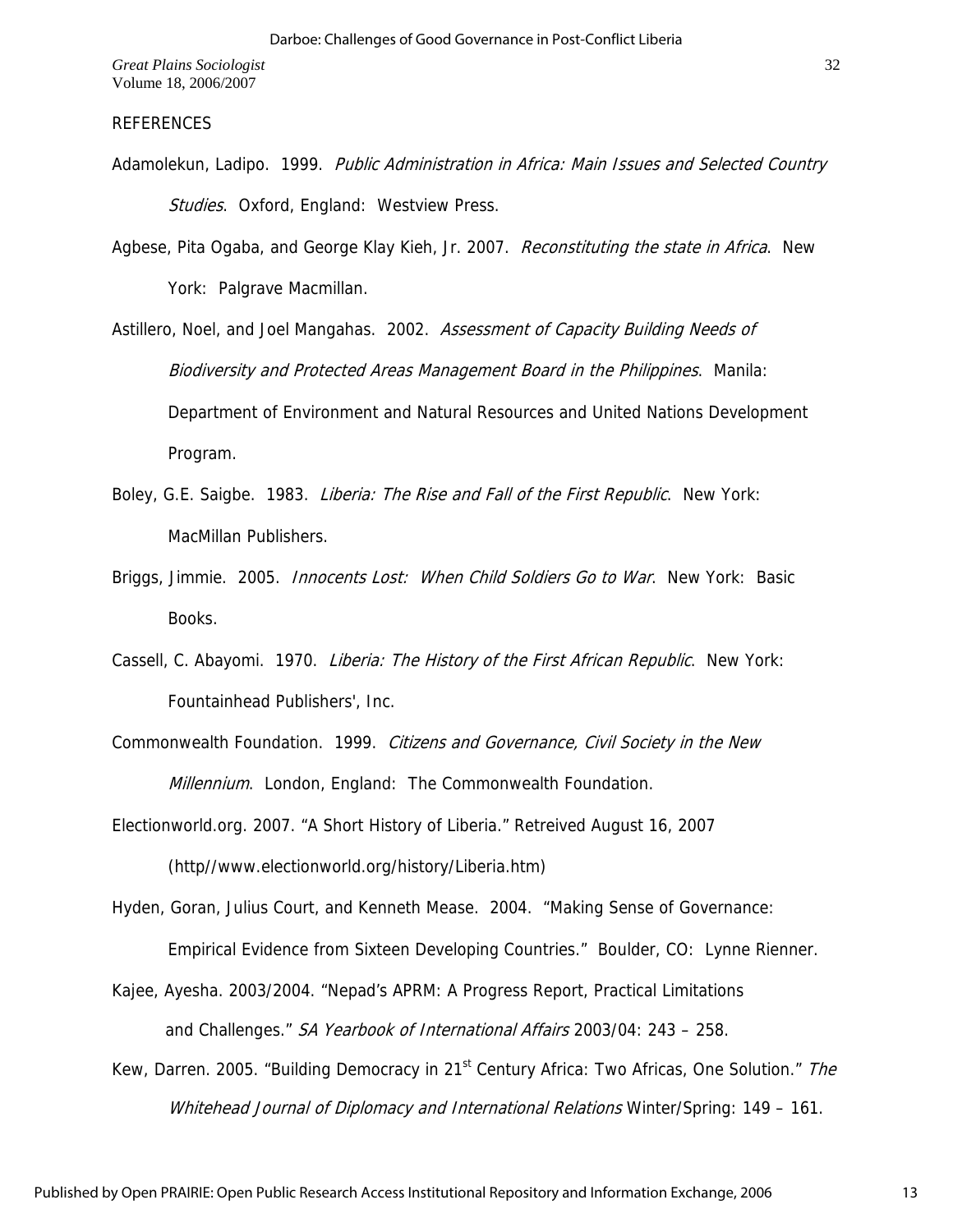REFERENCES

Adamolekun, Ladipo. 1999. *Public Administration in Africa: Main Issues and Selected Country Studies*. Oxford, England: Westview Press.

Agbese, Pita Ogaba, and George Klay Kieh, Jr. 2007. *Reconstituting the state in Africa*. New York: Palgrave Macmillan.

Astillero, Noel, and Joel Mangahas. 2002. *Assessment of Capacity Building Needs of Biodiversity and Protected Areas Management Board in the Philippines*. Manila: Department of Environment and Natural Resources and United Nations Development Program.

Boley, G.E. Saigbe. 1983. *Liberia: The Rise and Fall of the First Republic*. New York: MacMillan Publishers.

Briggs, Jimmie. 2005. *Innocents Lost: When Child Soldiers Go to War*. New York: Basic Books.

Cassell, C. Abayomi. 1970. *Liberia: The History of the First African Republic*. New York: Fountainhead Publishers', Inc.

Commonwealth Foundation. 1999. *Citizens and Governance, Civil Society in the New Millennium*. London, England: The Commonwealth Foundation.

Electionworld.org. 2007. "A Short History of Liberia." Retreived August 16, 2007 (http//www.electionworld.org/history/Liberia.htm)

Hyden, Goran, Julius Court, and Kenneth Mease. 2004. "Making Sense of Governance: Empirical Evidence from Sixteen Developing Countries." Boulder, CO: Lynne Rienner.

Kajee, Ayesha. 2003/2004. "Nepad's APRM: A Progress Report, Practical Limitations and Challenges." *SA Yearbook of International Affairs* 2003/04: 243 – 258.

Kew, Darren. 2005. "Building Democracy in 21st Century Africa: Two Africas, One Solution." *The Whitehead Journal of Diplomacy and International Relations* Winter/Spring: 149 – 161.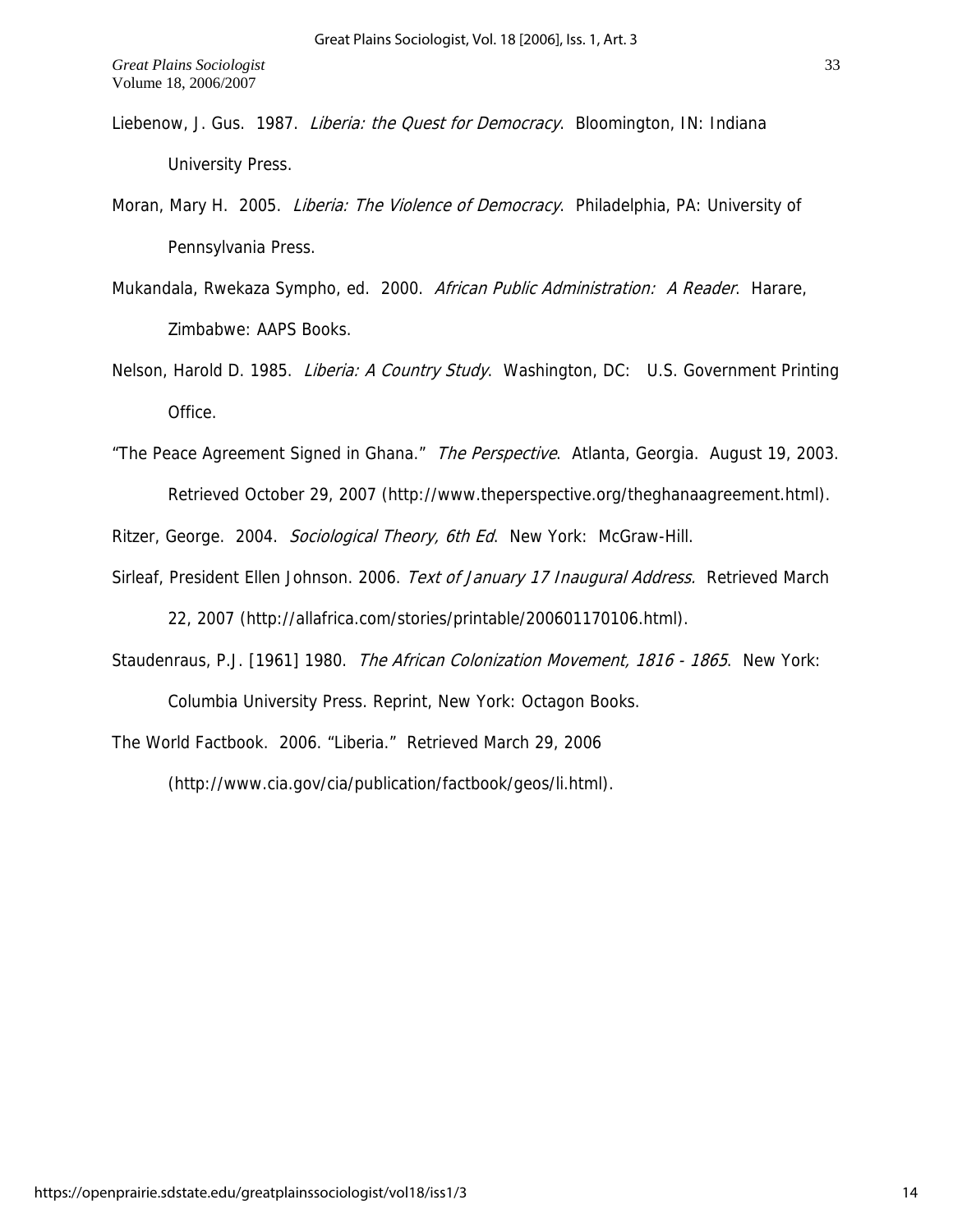Liebenow, J. Gus. 1987. *Liberia: the Quest for Democracy*. Bloomington, IN: Indiana University Press.

Moran, Mary H. 2005. *Liberia: The Violence of Democracy*. Philadelphia, PA: University of Pennsylvania Press.

Mukandala, Rwekaza Sympho, ed. 2000. *African Public Administration: A Reader*. Harare, Zimbabwe: AAPS Books.

Nelson, Harold D. 1985. *Liberia: A Country Study*. Washington, DC: U.S. Government Printing Office.

"The Peace Agreement Signed in Ghana." *The Perspective*. Atlanta, Georgia. August 19, 2003. Retrieved October 29, 2007 (http://www.theperspective.org/theghanaagreement.html).

Ritzer, George. 2004. *Sociological Theory, 6th Ed*. New York: McGraw-Hill.

Sirleaf, President Ellen Johnson. 2006. *Text of January 17 Inaugural Address.* Retrieved March 22, 2007 (http://allafrica.com/stories/printable/200601170106.html).

Staudenraus, P.J. [1961] 1980. *The African Colonization Movement, 1816 - 1865*. New York: Columbia University Press. Reprint, New York: Octagon Books.

The World Factbook. 2006. "Liberia." Retrieved March 29, 2006 (http://www.cia.gov/cia/publication/factbook/geos/li.html).